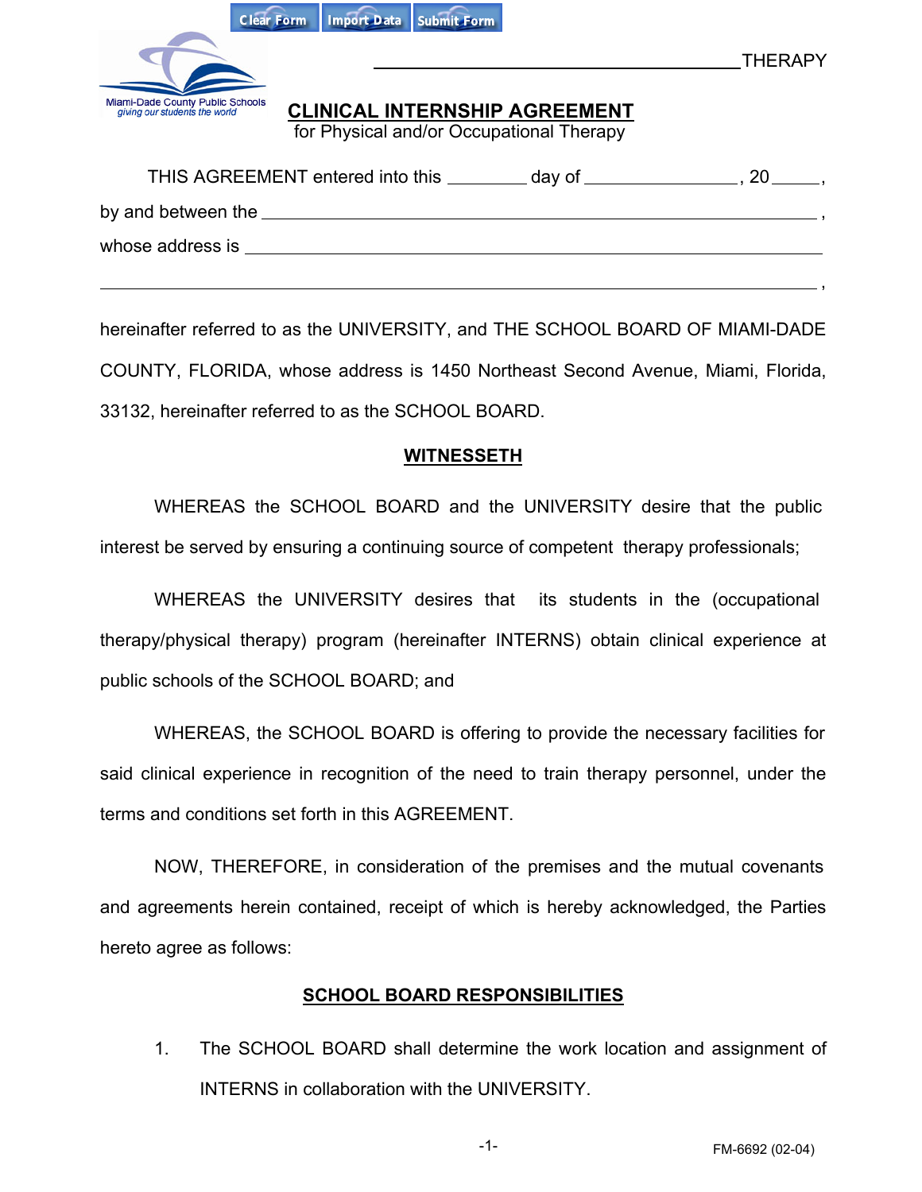Clear Form Import Data Submit Form

Miami-Dade County Public Schools
*giving our students the world*

_________________________________ THERAPY

## CLINICAL INTERNSHIP AGREEMENT
for Physical and/or Occupational Therapy

THIS AGREEMENT entered into this ________ day of ________________, 20_____,

by and between the ______________________________________________________,

whose address is ________________________________________________________

_______________________________________________________________________,

hereinafter referred to as the UNIVERSITY, and THE SCHOOL BOARD OF MIAMI-DADE COUNTY, FLORIDA, whose address is 1450 Northeast Second Avenue, Miami, Florida, 33132, hereinafter referred to as the SCHOOL BOARD.

### WITNESSETH

WHEREAS the SCHOOL BOARD and the UNIVERSITY desire that the public interest be served by ensuring a continuing source of competent therapy professionals;

WHEREAS the UNIVERSITY desires that its students in the (occupational therapy/physical therapy) program (hereinafter INTERNS) obtain clinical experience at public schools of the SCHOOL BOARD; and

WHEREAS, the SCHOOL BOARD is offering to provide the necessary facilities for said clinical experience in recognition of the need to train therapy personnel, under the terms and conditions set forth in this AGREEMENT.

NOW, THEREFORE, in consideration of the premises and the mutual covenants and agreements herein contained, receipt of which is hereby acknowledged, the Parties hereto agree as follows:

### SCHOOL BOARD RESPONSIBILITIES

1. The SCHOOL BOARD shall determine the work location and assignment of INTERNS in collaboration with the UNIVERSITY.

FM-6692 (02-04)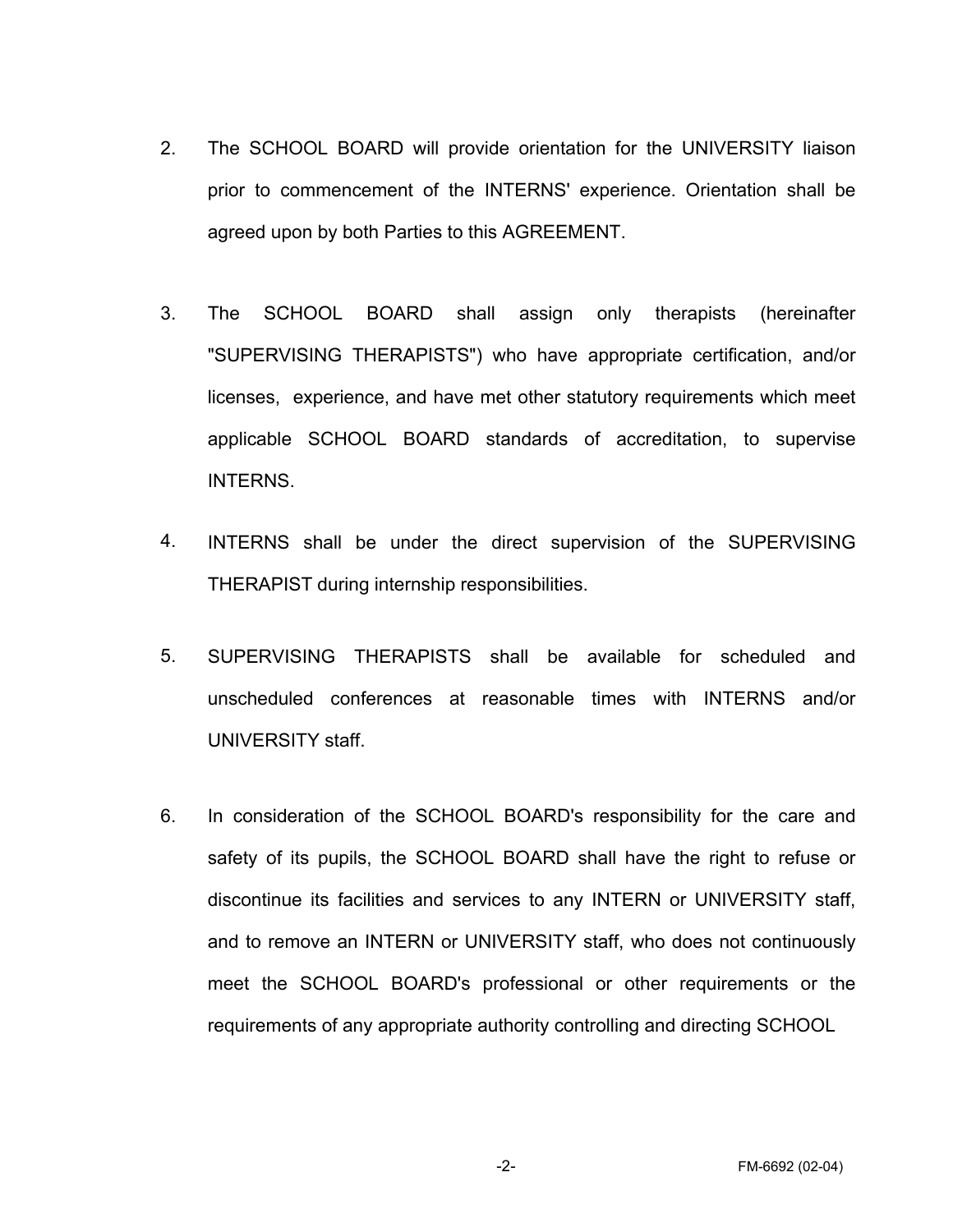2. The SCHOOL BOARD will provide orientation for the UNIVERSITY liaison prior to commencement of the INTERNS' experience. Orientation shall be agreed upon by both Parties to this AGREEMENT.

3. The SCHOOL BOARD shall assign only therapists (hereinafter "SUPERVISING THERAPISTS") who have appropriate certification, and/or licenses, experience, and have met other statutory requirements which meet applicable SCHOOL BOARD standards of accreditation, to supervise INTERNS.

4. INTERNS shall be under the direct supervision of the SUPERVISING THERAPIST during internship responsibilities.

5. SUPERVISING THERAPISTS shall be available for scheduled and unscheduled conferences at reasonable times with INTERNS and/or UNIVERSITY staff.

6. In consideration of the SCHOOL BOARD's responsibility for the care and safety of its pupils, the SCHOOL BOARD shall have the right to refuse or discontinue its facilities and services to any INTERN or UNIVERSITY staff, and to remove an INTERN or UNIVERSITY staff, who does not continuously meet the SCHOOL BOARD's professional or other requirements or the requirements of any appropriate authority controlling and directing SCHOOL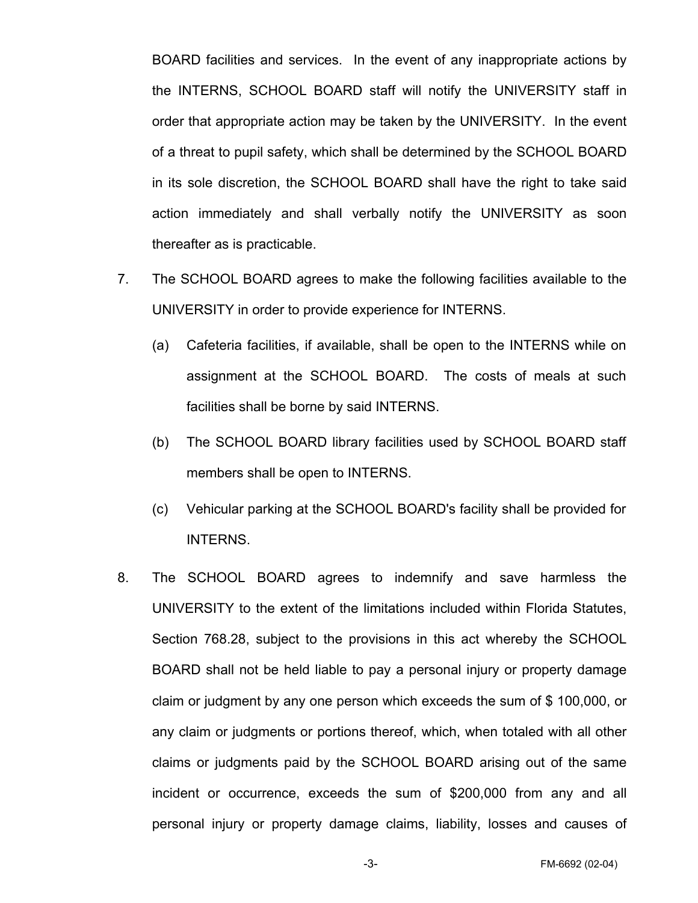BOARD facilities and services. In the event of any inappropriate actions by the INTERNS, SCHOOL BOARD staff will notify the UNIVERSITY staff in order that appropriate action may be taken by the UNIVERSITY. In the event of a threat to pupil safety, which shall be determined by the SCHOOL BOARD in its sole discretion, the SCHOOL BOARD shall have the right to take said action immediately and shall verbally notify the UNIVERSITY as soon thereafter as is practicable.

7. The SCHOOL BOARD agrees to make the following facilities available to the UNIVERSITY in order to provide experience for INTERNS.

   (a) Cafeteria facilities, if available, shall be open to the INTERNS while on assignment at the SCHOOL BOARD. The costs of meals at such facilities shall be borne by said INTERNS.

   (b) The SCHOOL BOARD library facilities used by SCHOOL BOARD staff members shall be open to INTERNS.

   (c) Vehicular parking at the SCHOOL BOARD's facility shall be provided for INTERNS.

8. The SCHOOL BOARD agrees to indemnify and save harmless the UNIVERSITY to the extent of the limitations included within Florida Statutes, Section 768.28, subject to the provisions in this act whereby the SCHOOL BOARD shall not be held liable to pay a personal injury or property damage claim or judgment by any one person which exceeds the sum of $ 100,000, or any claim or judgments or portions thereof, which, when totaled with all other claims or judgments paid by the SCHOOL BOARD arising out of the same incident or occurrence, exceeds the sum of $200,000 from any and all personal injury or property damage claims, liability, losses and causes of

FM-6692 (02-04)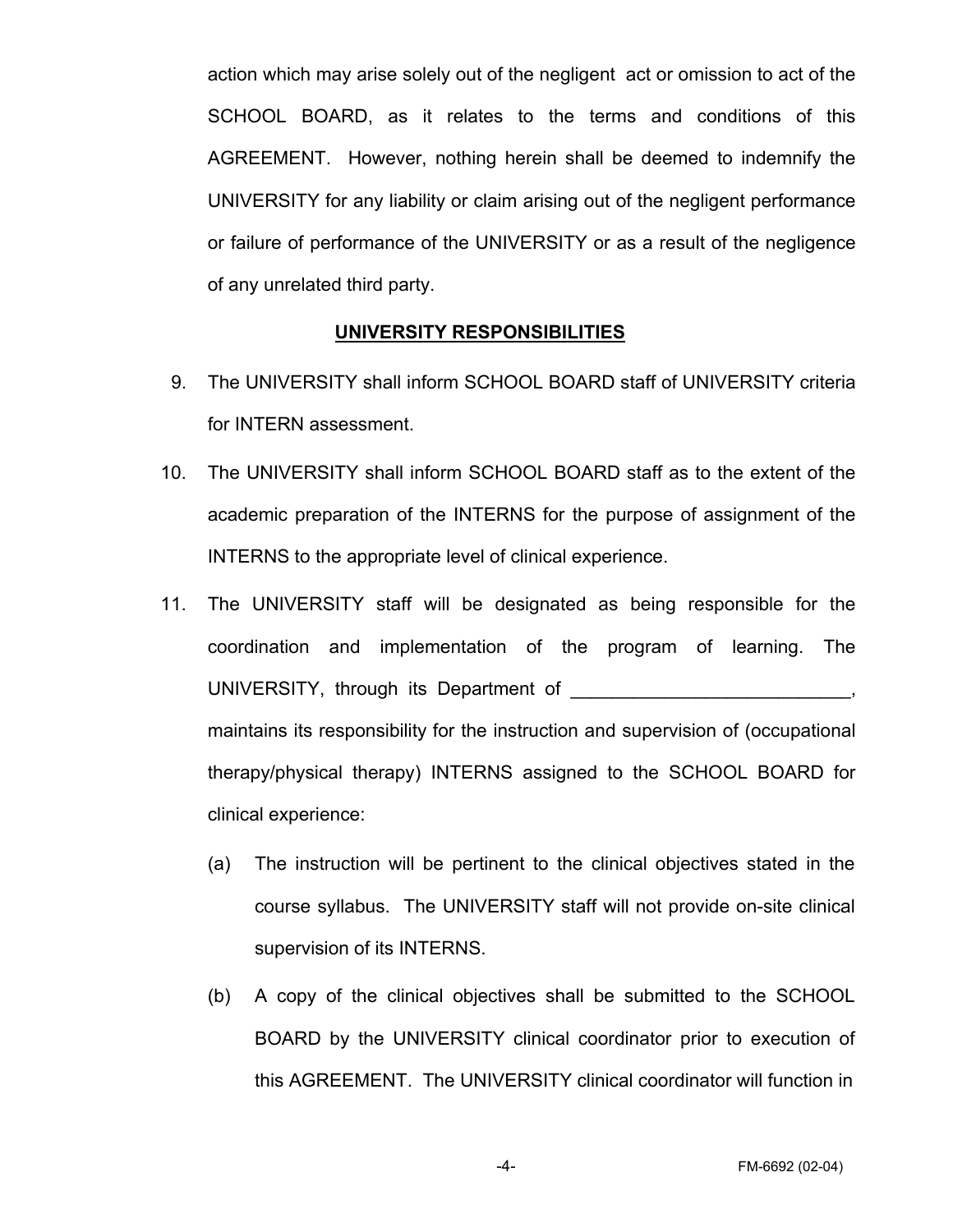action which may arise solely out of the negligent act or omission to act of the SCHOOL BOARD, as it relates to the terms and conditions of this AGREEMENT. However, nothing herein shall be deemed to indemnify the UNIVERSITY for any liability or claim arising out of the negligent performance or failure of performance of the UNIVERSITY or as a result of the negligence of any unrelated third party.

**UNIVERSITY RESPONSIBILITIES**

9. The UNIVERSITY shall inform SCHOOL BOARD staff of UNIVERSITY criteria for INTERN assessment.

10. The UNIVERSITY shall inform SCHOOL BOARD staff as to the extent of the academic preparation of the INTERNS for the purpose of assignment of the INTERNS to the appropriate level of clinical experience.

11. The UNIVERSITY staff will be designated as being responsible for the coordination and implementation of the program of learning. The UNIVERSITY, through its Department of ___________________________, maintains its responsibility for the instruction and supervision of (occupational therapy/physical therapy) INTERNS assigned to the SCHOOL BOARD for clinical experience:

    (a) The instruction will be pertinent to the clinical objectives stated in the course syllabus. The UNIVERSITY staff will not provide on-site clinical supervision of its INTERNS.

    (b) A copy of the clinical objectives shall be submitted to the SCHOOL BOARD by the UNIVERSITY clinical coordinator prior to execution of this AGREEMENT. The UNIVERSITY clinical coordinator will function in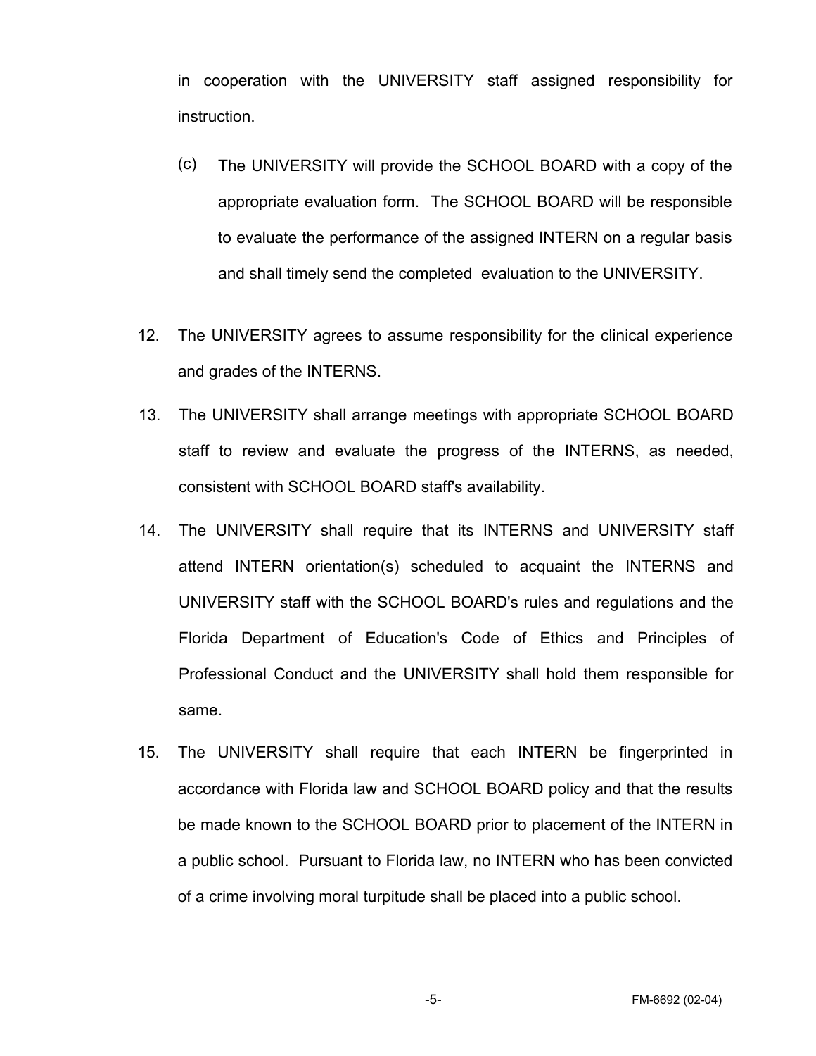in cooperation with the UNIVERSITY staff assigned responsibility for instruction.

(c) The UNIVERSITY will provide the SCHOOL BOARD with a copy of the appropriate evaluation form. The SCHOOL BOARD will be responsible to evaluate the performance of the assigned INTERN on a regular basis and shall timely send the completed evaluation to the UNIVERSITY.

12. The UNIVERSITY agrees to assume responsibility for the clinical experience and grades of the INTERNS.

13. The UNIVERSITY shall arrange meetings with appropriate SCHOOL BOARD staff to review and evaluate the progress of the INTERNS, as needed, consistent with SCHOOL BOARD staff's availability.

14. The UNIVERSITY shall require that its INTERNS and UNIVERSITY staff attend INTERN orientation(s) scheduled to acquaint the INTERNS and UNIVERSITY staff with the SCHOOL BOARD's rules and regulations and the Florida Department of Education's Code of Ethics and Principles of Professional Conduct and the UNIVERSITY shall hold them responsible for same.

15. The UNIVERSITY shall require that each INTERN be fingerprinted in accordance with Florida law and SCHOOL BOARD policy and that the results be made known to the SCHOOL BOARD prior to placement of the INTERN in a public school. Pursuant to Florida law, no INTERN who has been convicted of a crime involving moral turpitude shall be placed into a public school.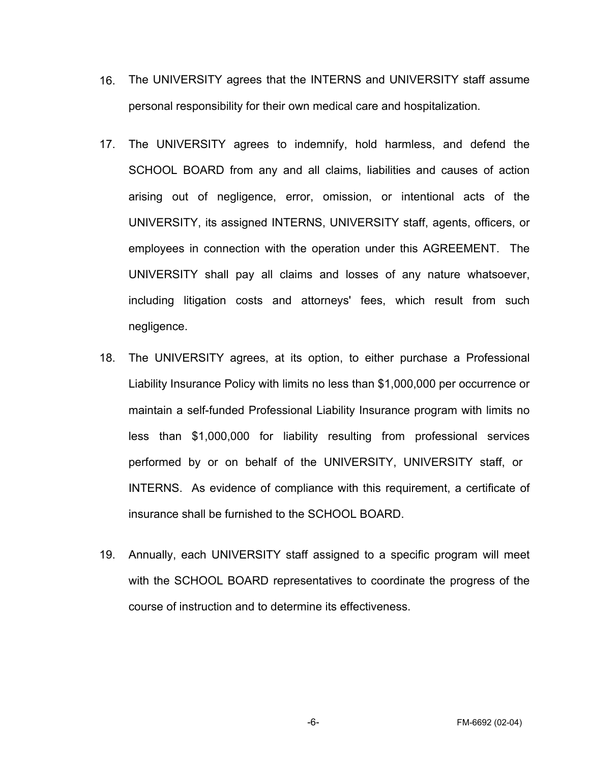16. The UNIVERSITY agrees that the INTERNS and UNIVERSITY staff assume personal responsibility for their own medical care and hospitalization.

17. The UNIVERSITY agrees to indemnify, hold harmless, and defend the SCHOOL BOARD from any and all claims, liabilities and causes of action arising out of negligence, error, omission, or intentional acts of the UNIVERSITY, its assigned INTERNS, UNIVERSITY staff, agents, officers, or employees in connection with the operation under this AGREEMENT. The UNIVERSITY shall pay all claims and losses of any nature whatsoever, including litigation costs and attorneys' fees, which result from such negligence.

18. The UNIVERSITY agrees, at its option, to either purchase a Professional Liability Insurance Policy with limits no less than $1,000,000 per occurrence or maintain a self-funded Professional Liability Insurance program with limits no less than $1,000,000 for liability resulting from professional services performed by or on behalf of the UNIVERSITY, UNIVERSITY staff, or INTERNS. As evidence of compliance with this requirement, a certificate of insurance shall be furnished to the SCHOOL BOARD.

19. Annually, each UNIVERSITY staff assigned to a specific program will meet with the SCHOOL BOARD representatives to coordinate the progress of the course of instruction and to determine its effectiveness.

FM-6692 (02-04)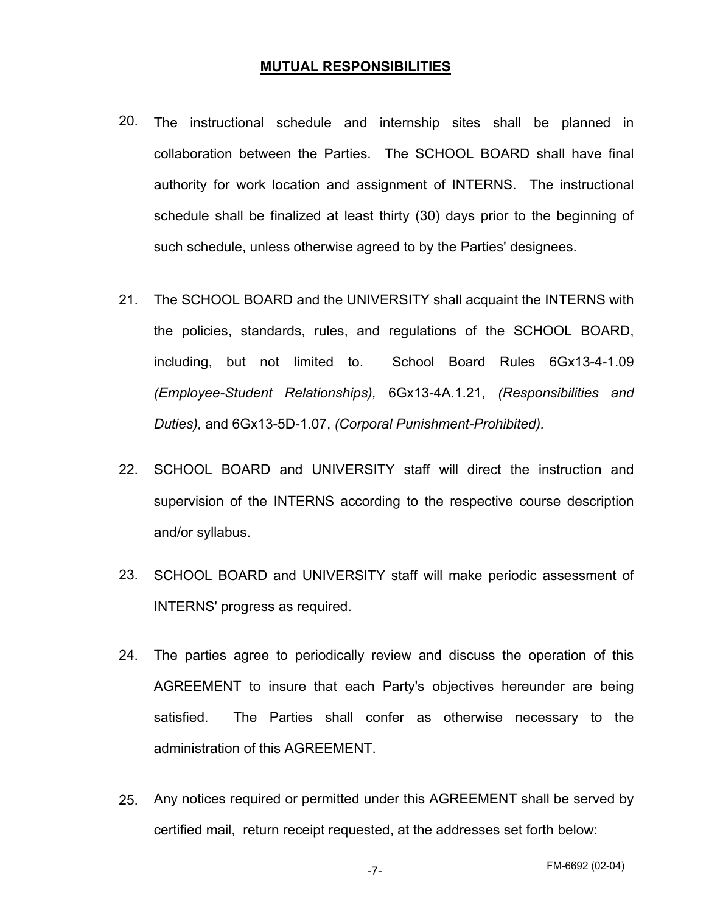## MUTUAL RESPONSIBILITIES

20. The instructional schedule and internship sites shall be planned in collaboration between the Parties. The SCHOOL BOARD shall have final authority for work location and assignment of INTERNS. The instructional schedule shall be finalized at least thirty (30) days prior to the beginning of such schedule, unless otherwise agreed to by the Parties' designees.

21. The SCHOOL BOARD and the UNIVERSITY shall acquaint the INTERNS with the policies, standards, rules, and regulations of the SCHOOL BOARD, including, but not limited to. School Board Rules 6Gx13-4-1.09 *(Employee-Student Relationships),* 6Gx13-4A.1.21, *(Responsibilities and Duties),* and 6Gx13-5D-1.07, *(Corporal Punishment-Prohibited).*

22. SCHOOL BOARD and UNIVERSITY staff will direct the instruction and supervision of the INTERNS according to the respective course description and/or syllabus.

23. SCHOOL BOARD and UNIVERSITY staff will make periodic assessment of INTERNS' progress as required.

24. The parties agree to periodically review and discuss the operation of this AGREEMENT to insure that each Party's objectives hereunder are being satisfied. The Parties shall confer as otherwise necessary to the administration of this AGREEMENT.

25. Any notices required or permitted under this AGREEMENT shall be served by certified mail, return receipt requested, at the addresses set forth below:

FM-6692 (02-04)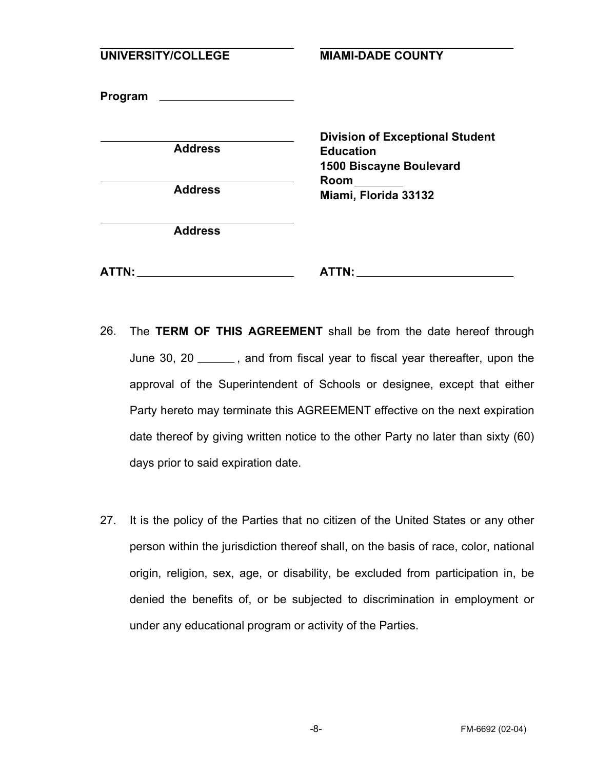| UNIVERSITY/COLLEGE | MIAMI-DADE COUNTY |
| --- | --- |
| **Program** ____________________ | |
| ____________________<br>**Address** | **Division of Exceptional Student Education** |
| ____________________<br>**Address** | **1500 Biscayne Boulevard**<br>**Room** ________<br>**Miami, Florida 33132** |
| ____________________<br>**Address** | |
| **ATTN:** ____________________ | **ATTN:** ____________________ |

26. The **TERM OF THIS AGREEMENT** shall be from the date hereof through June 30, 20 ______ , and from fiscal year to fiscal year thereafter, upon the approval of the Superintendent of Schools or designee, except that either Party hereto may terminate this AGREEMENT effective on the next expiration date thereof by giving written notice to the other Party no later than sixty (60) days prior to said expiration date.

27. It is the policy of the Parties that no citizen of the United States or any other person within the jurisdiction thereof shall, on the basis of race, color, national origin, religion, sex, age, or disability, be excluded from participation in, be denied the benefits of, or be subjected to discrimination in employment or under any educational program or activity of the Parties.

FM-6692 (02-04)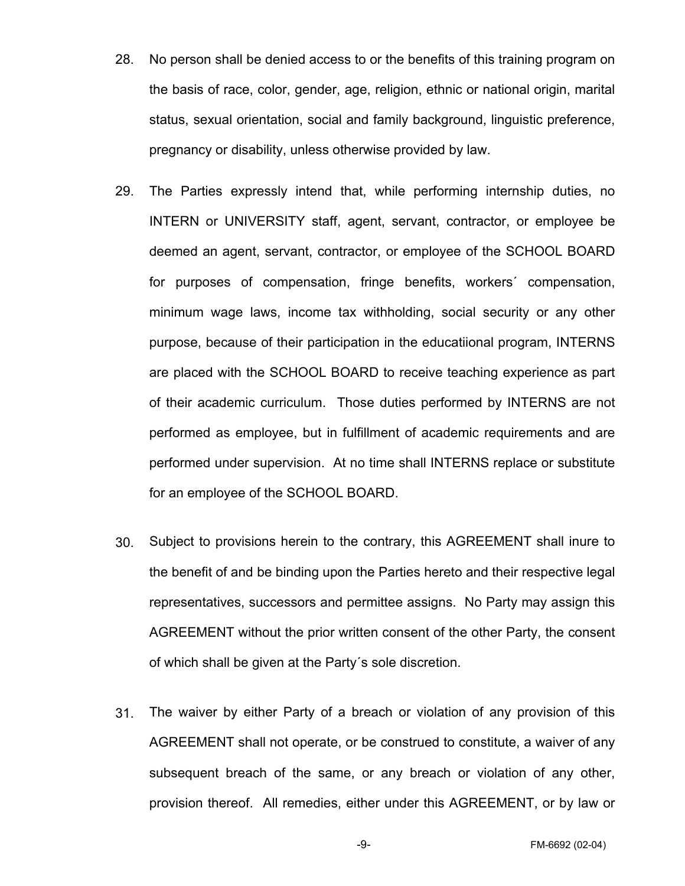28. No person shall be denied access to or the benefits of this training program on the basis of race, color, gender, age, religion, ethnic or national origin, marital status, sexual orientation, social and family background, linguistic preference, pregnancy or disability, unless otherwise provided by law.

29. The Parties expressly intend that, while performing internship duties, no INTERN or UNIVERSITY staff, agent, servant, contractor, or employee be deemed an agent, servant, contractor, or employee of the SCHOOL BOARD for purposes of compensation, fringe benefits, workers´ compensation, minimum wage laws, income tax withholding, social security or any other purpose, because of their participation in the educatiional program, INTERNS are placed with the SCHOOL BOARD to receive teaching experience as part of their academic curriculum. Those duties performed by INTERNS are not performed as employee, but in fulfillment of academic requirements and are performed under supervision. At no time shall INTERNS replace or substitute for an employee of the SCHOOL BOARD.

30. Subject to provisions herein to the contrary, this AGREEMENT shall inure to the benefit of and be binding upon the Parties hereto and their respective legal representatives, successors and permittee assigns. No Party may assign this AGREEMENT without the prior written consent of the other Party, the consent of which shall be given at the Party´s sole discretion.

31. The waiver by either Party of a breach or violation of any provision of this AGREEMENT shall not operate, or be construed to constitute, a waiver of any subsequent breach of the same, or any breach or violation of any other, provision thereof. All remedies, either under this AGREEMENT, or by law or

FM-6692 (02-04)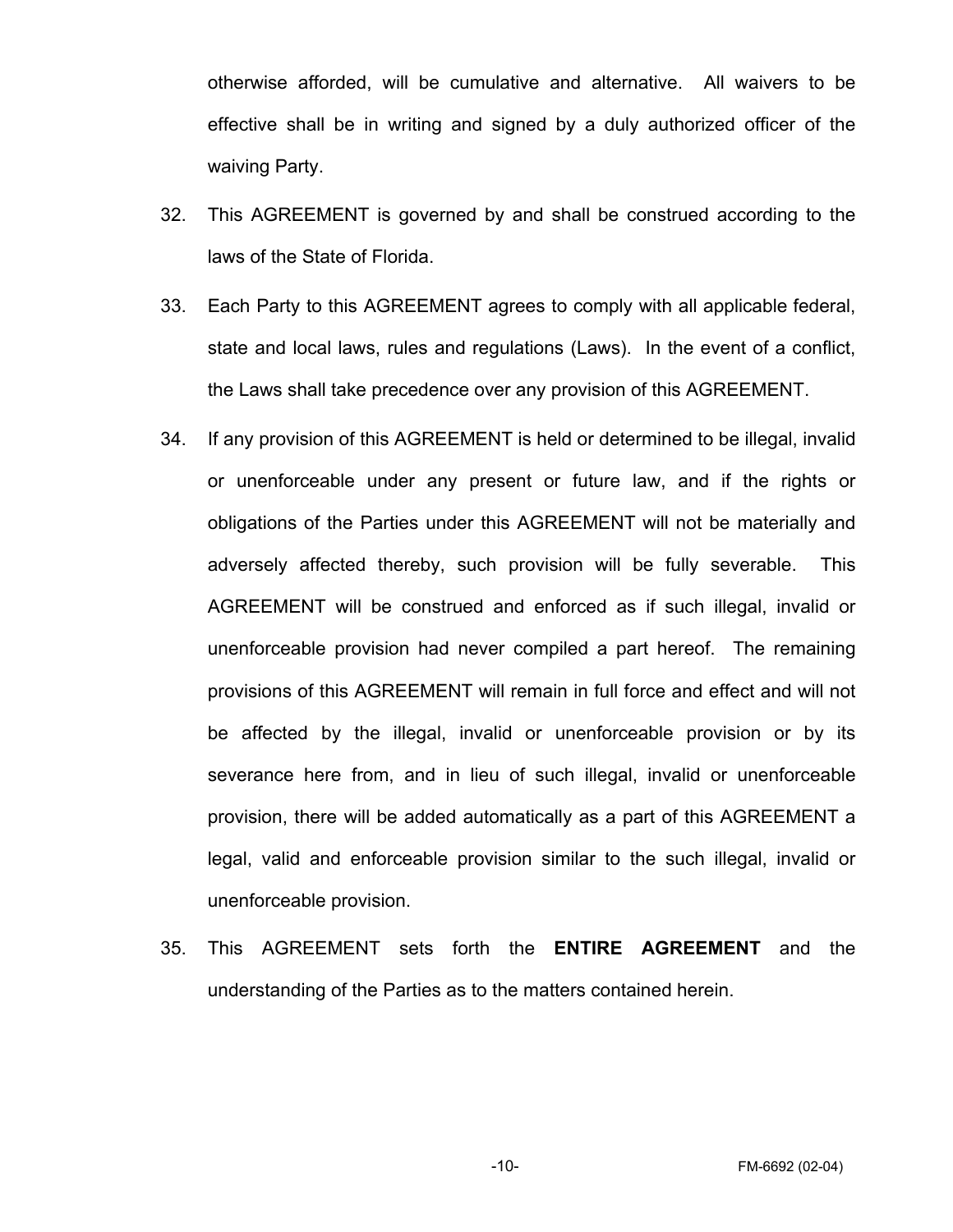otherwise afforded, will be cumulative and alternative. All waivers to be effective shall be in writing and signed by a duly authorized officer of the waiving Party.

32. This AGREEMENT is governed by and shall be construed according to the laws of the State of Florida.

33. Each Party to this AGREEMENT agrees to comply with all applicable federal, state and local laws, rules and regulations (Laws). In the event of a conflict, the Laws shall take precedence over any provision of this AGREEMENT.

34. If any provision of this AGREEMENT is held or determined to be illegal, invalid or unenforceable under any present or future law, and if the rights or obligations of the Parties under this AGREEMENT will not be materially and adversely affected thereby, such provision will be fully severable. This AGREEMENT will be construed and enforced as if such illegal, invalid or unenforceable provision had never compiled a part hereof. The remaining provisions of this AGREEMENT will remain in full force and effect and will not be affected by the illegal, invalid or unenforceable provision or by its severance here from, and in lieu of such illegal, invalid or unenforceable provision, there will be added automatically as a part of this AGREEMENT a legal, valid and enforceable provision similar to the such illegal, invalid or unenforceable provision.

35. This AGREEMENT sets forth the **ENTIRE AGREEMENT** and the understanding of the Parties as to the matters contained herein.

FM-6692 (02-04)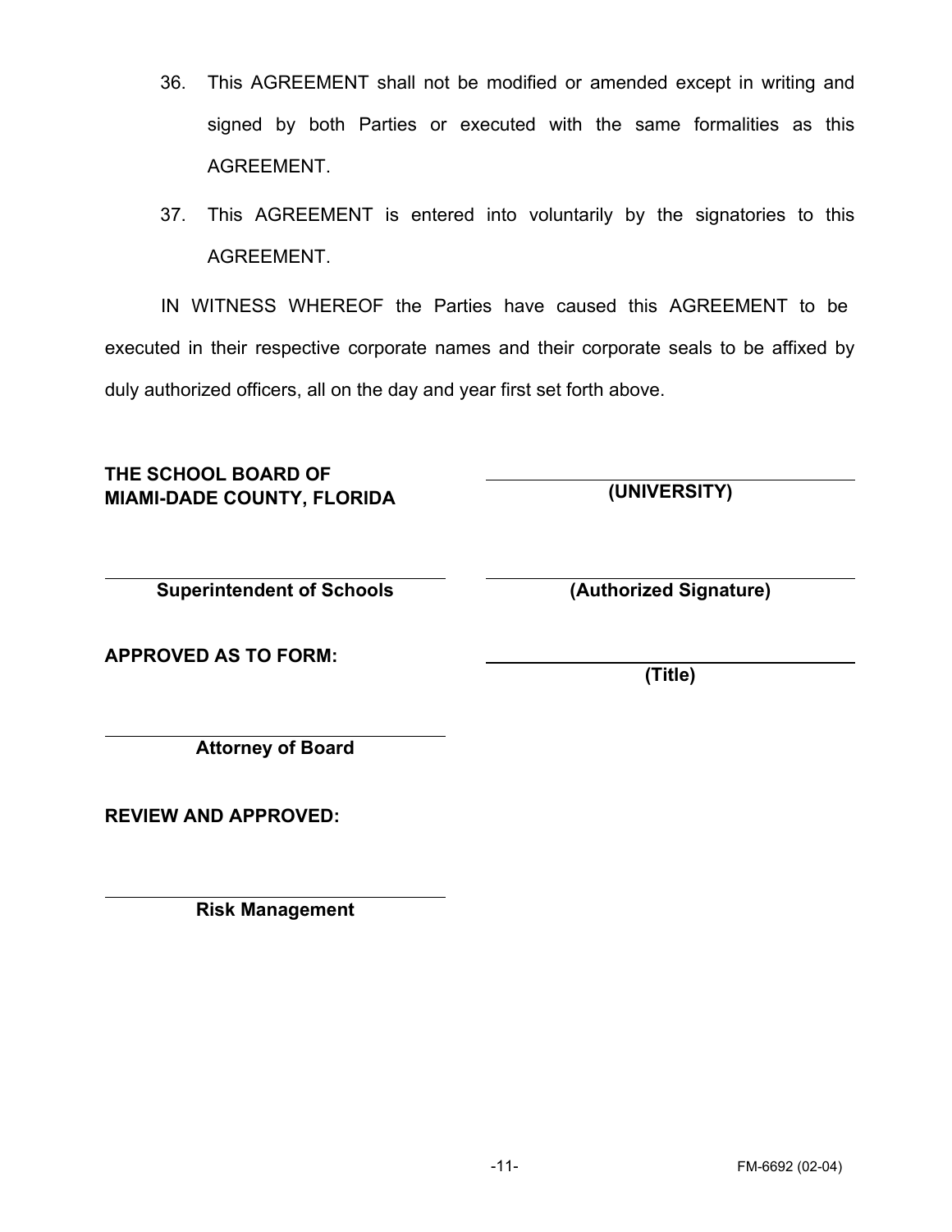36. This AGREEMENT shall not be modified or amended except in writing and signed by both Parties or executed with the same formalities as this AGREEMENT.

37. This AGREEMENT is entered into voluntarily by the signatories to this AGREEMENT.

IN WITNESS WHEREOF the Parties have caused this AGREEMENT to be executed in their respective corporate names and their corporate seals to be affixed by duly authorized officers, all on the day and year first set forth above.

**THE SCHOOL BOARD OF MIAMI-DADE COUNTY, FLORIDA**

\_\_\_\_\_\_\_\_\_\_\_\_\_\_\_\_\_\_\_\_\_\_\_\_\_\_\_\_\_\_
**Superintendent of Schools**

**APPROVED AS TO FORM:**

\_\_\_\_\_\_\_\_\_\_\_\_\_\_\_\_\_\_\_\_\_\_\_\_\_\_\_\_\_\_
**Attorney of Board**

**REVIEW AND APPROVED:**

\_\_\_\_\_\_\_\_\_\_\_\_\_\_\_\_\_\_\_\_\_\_\_\_\_\_\_\_\_\_
**Risk Management**

\_\_\_\_\_\_\_\_\_\_\_\_\_\_\_\_\_\_\_\_\_\_\_\_\_\_\_\_\_\_
**(UNIVERSITY)**

\_\_\_\_\_\_\_\_\_\_\_\_\_\_\_\_\_\_\_\_\_\_\_\_\_\_\_\_\_\_
**(Authorized Signature)**

\_\_\_\_\_\_\_\_\_\_\_\_\_\_\_\_\_\_\_\_\_\_\_\_\_\_\_\_\_\_
**(Title)**

FM-6692 (02-04)